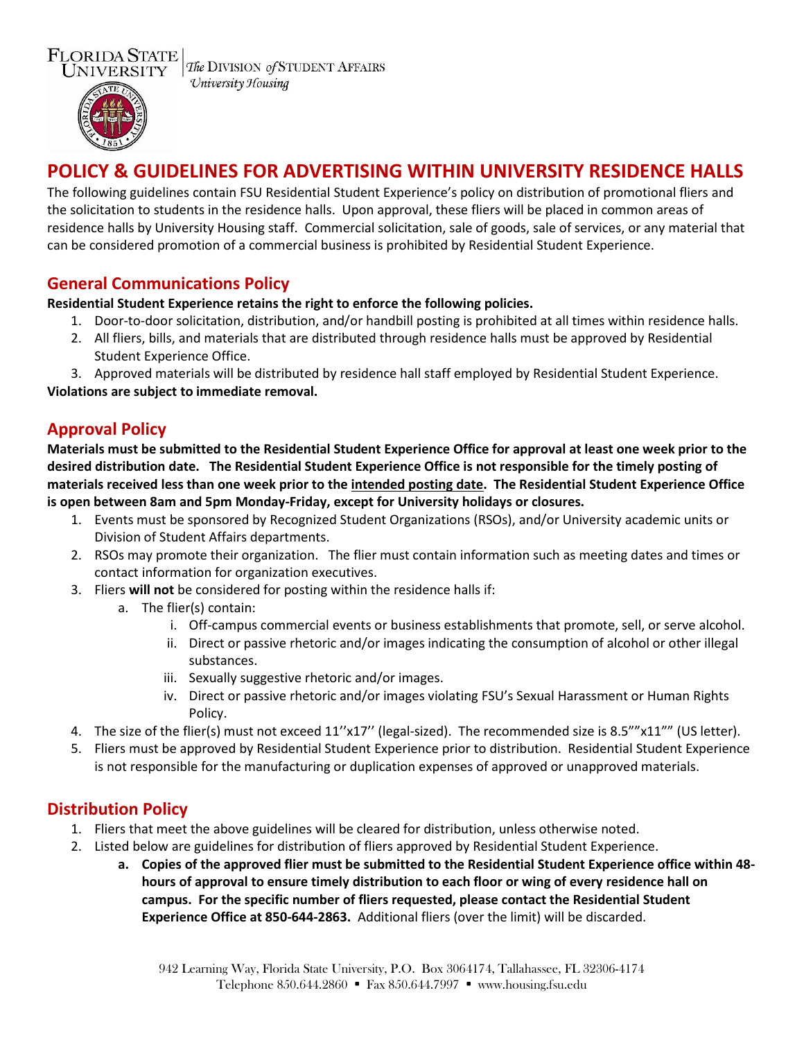FLORIDA STATE UNIVERSITY | *The* DIVISION *of* STUDENT AFFAIRS
*University Housing*

# POLICY & GUIDELINES FOR ADVERTISING WITHIN UNIVERSITY RESIDENCE HALLS

The following guidelines contain FSU Residential Student Experience's policy on distribution of promotional fliers and the solicitation to students in the residence halls. Upon approval, these fliers will be placed in common areas of residence halls by University Housing staff. Commercial solicitation, sale of goods, sale of services, or any material that can be considered promotion of a commercial business is prohibited by Residential Student Experience.

## General Communications Policy

**Residential Student Experience retains the right to enforce the following policies.**

1. Door-to-door solicitation, distribution, and/or handbill posting is prohibited at all times within residence halls.
2. All fliers, bills, and materials that are distributed through residence halls must be approved by Residential Student Experience Office.
3. Approved materials will be distributed by residence hall staff employed by Residential Student Experience.

**Violations are subject to immediate removal.**

## Approval Policy

**Materials must be submitted to the Residential Student Experience Office for approval at least one week prior to the desired distribution date. The Residential Student Experience Office is not responsible for the timely posting of materials received less than one week prior to the <u>intended posting date</u>. The Residential Student Experience Office is open between 8am and 5pm Monday-Friday, except for University holidays or closures.**

1. Events must be sponsored by Recognized Student Organizations (RSOs), and/or University academic units or Division of Student Affairs departments.
2. RSOs may promote their organization. The flier must contain information such as meeting dates and times or contact information for organization executives.
3. Fliers **will not** be considered for posting within the residence halls if:
   a. The flier(s) contain:
      i. Off-campus commercial events or business establishments that promote, sell, or serve alcohol.
      ii. Direct or passive rhetoric and/or images indicating the consumption of alcohol or other illegal substances.
      iii. Sexually suggestive rhetoric and/or images.
      iv. Direct or passive rhetoric and/or images violating FSU's Sexual Harassment or Human Rights Policy.
4. The size of the flier(s) must not exceed 11''x17'' (legal-sized). The recommended size is 8.5""x11"" (US letter).
5. Fliers must be approved by Residential Student Experience prior to distribution. Residential Student Experience is not responsible for the manufacturing or duplication expenses of approved or unapproved materials.

## Distribution Policy

1. Fliers that meet the above guidelines will be cleared for distribution, unless otherwise noted.
2. Listed below are guidelines for distribution of fliers approved by Residential Student Experience.
   a. **Copies of the approved flier must be submitted to the Residential Student Experience office within 48-hours of approval to ensure timely distribution to each floor or wing of every residence hall on campus. For the specific number of fliers requested, please contact the Residential Student Experience Office at 850-644-2863.** Additional fliers (over the limit) will be discarded.

942 Learning Way, Florida State University, P.O. Box 3064174, Tallahassee, FL 32306-4174
Telephone 850.644.2860 ▪ Fax 850.644.7997 ▪ www.housing.fsu.edu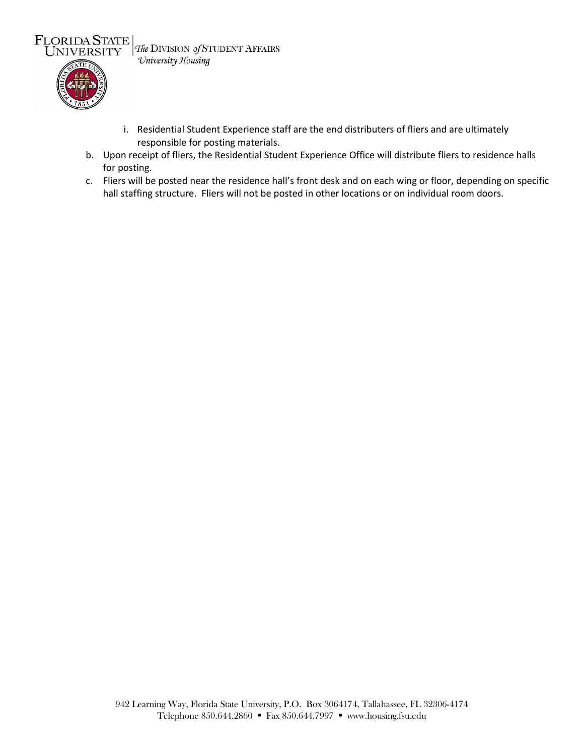i. Residential Student Experience staff are the end distributers of fliers and are ultimately responsible for posting materials.

b. Upon receipt of fliers, the Residential Student Experience Office will distribute fliers to residence halls for posting.

c. Fliers will be posted near the residence hall's front desk and on each wing or floor, depending on specific hall staffing structure. Fliers will not be posted in other locations or on individual room doors.